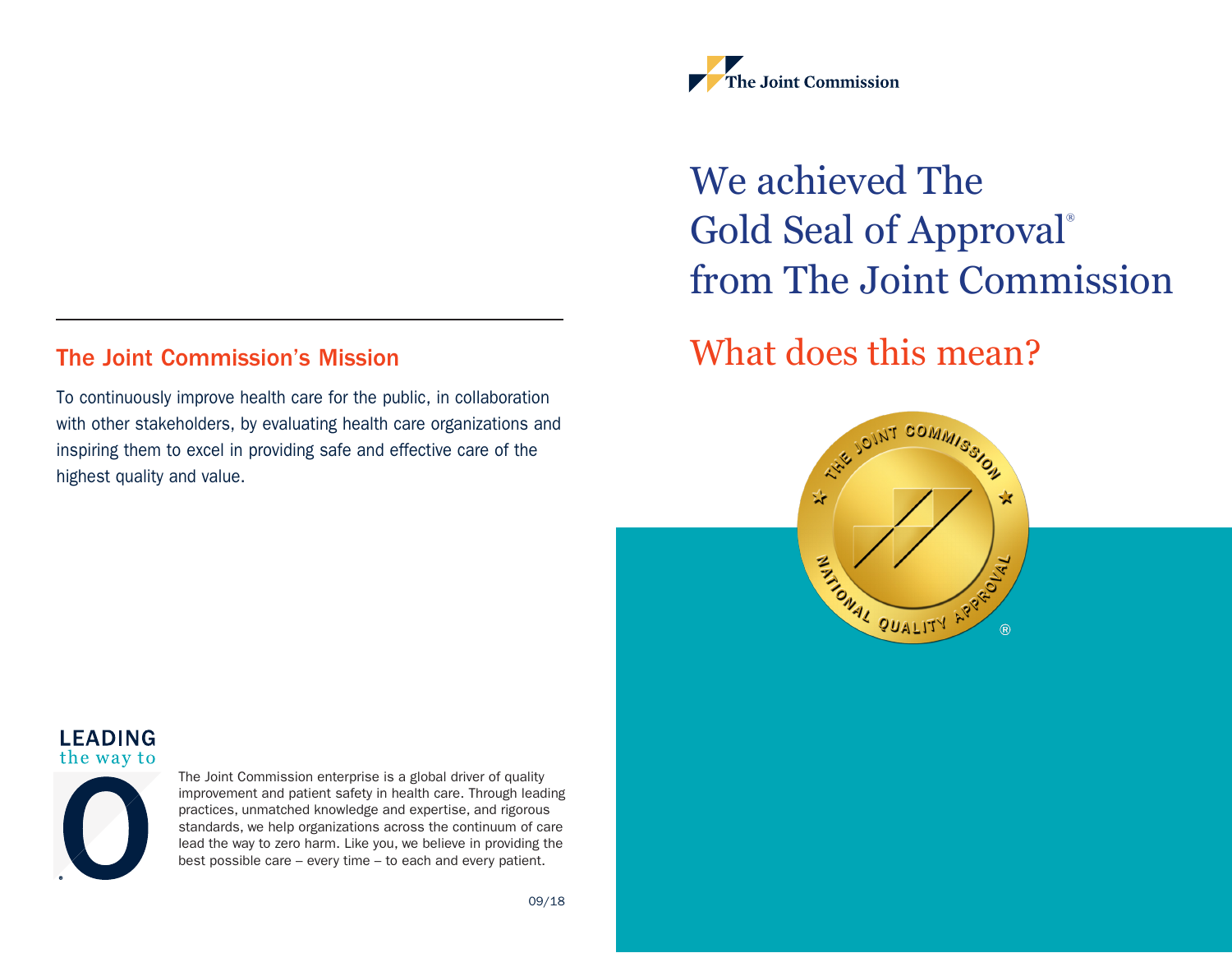The Joint Commission

# We achieved The Gold Seal of Approval® from The Joint Commission

## What does this mean?

## The Joint Commission's Mission

To continuously improve health care for the public, in collaboration with other stakeholders, by evaluating health care organizations and inspiring them to excel in providing safe and effective care of the highest quality and value.

LEADING the way to 0®

The Joint Commission enterprise is a global driver of quality improvement and patient safety in health care. Through leading practices, unmatched knowledge and expertise, and rigorous standards, we help organizations across the continuum of care lead the way to zero harm. Like you, we believe in providing the best possible care – every time – to each and every patient.

09/18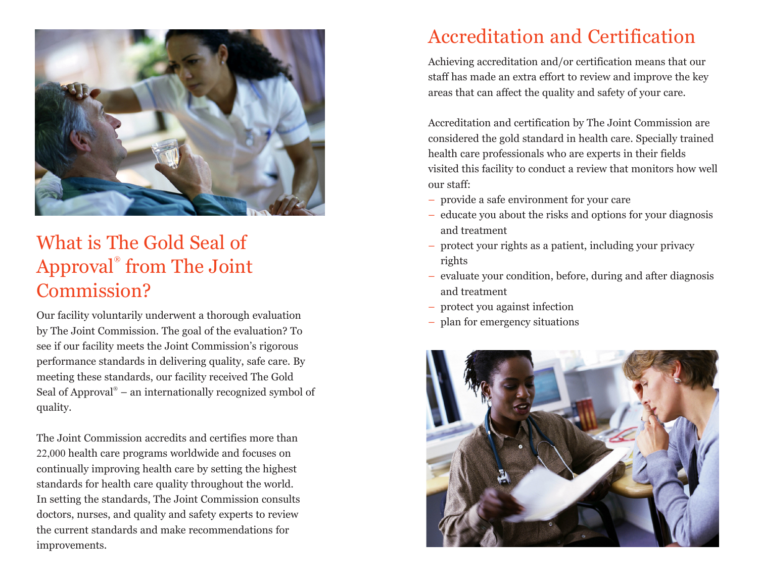## What is The Gold Seal of Approval® from The Joint Commission?

Our facility voluntarily underwent a thorough evaluation by The Joint Commission. The goal of the evaluation? To see if our facility meets the Joint Commission's rigorous performance standards in delivering quality, safe care. By meeting these standards, our facility received The Gold Seal of Approval® – an internationally recognized symbol of quality.

The Joint Commission accredits and certifies more than 22,000 health care programs worldwide and focuses on continually improving health care by setting the highest standards for health care quality throughout the world. In setting the standards, The Joint Commission consults doctors, nurses, and quality and safety experts to review the current standards and make recommendations for improvements.

## Accreditation and Certification

Achieving accreditation and/or certification means that our staff has made an extra effort to review and improve the key areas that can affect the quality and safety of your care.

Accreditation and certification by The Joint Commission are considered the gold standard in health care. Specially trained health care professionals who are experts in their fields visited this facility to conduct a review that monitors how well our staff:

- provide a safe environment for your care
- educate you about the risks and options for your diagnosis and treatment
- protect your rights as a patient, including your privacy rights
- evaluate your condition, before, during and after diagnosis and treatment
- protect you against infection
- plan for emergency situations